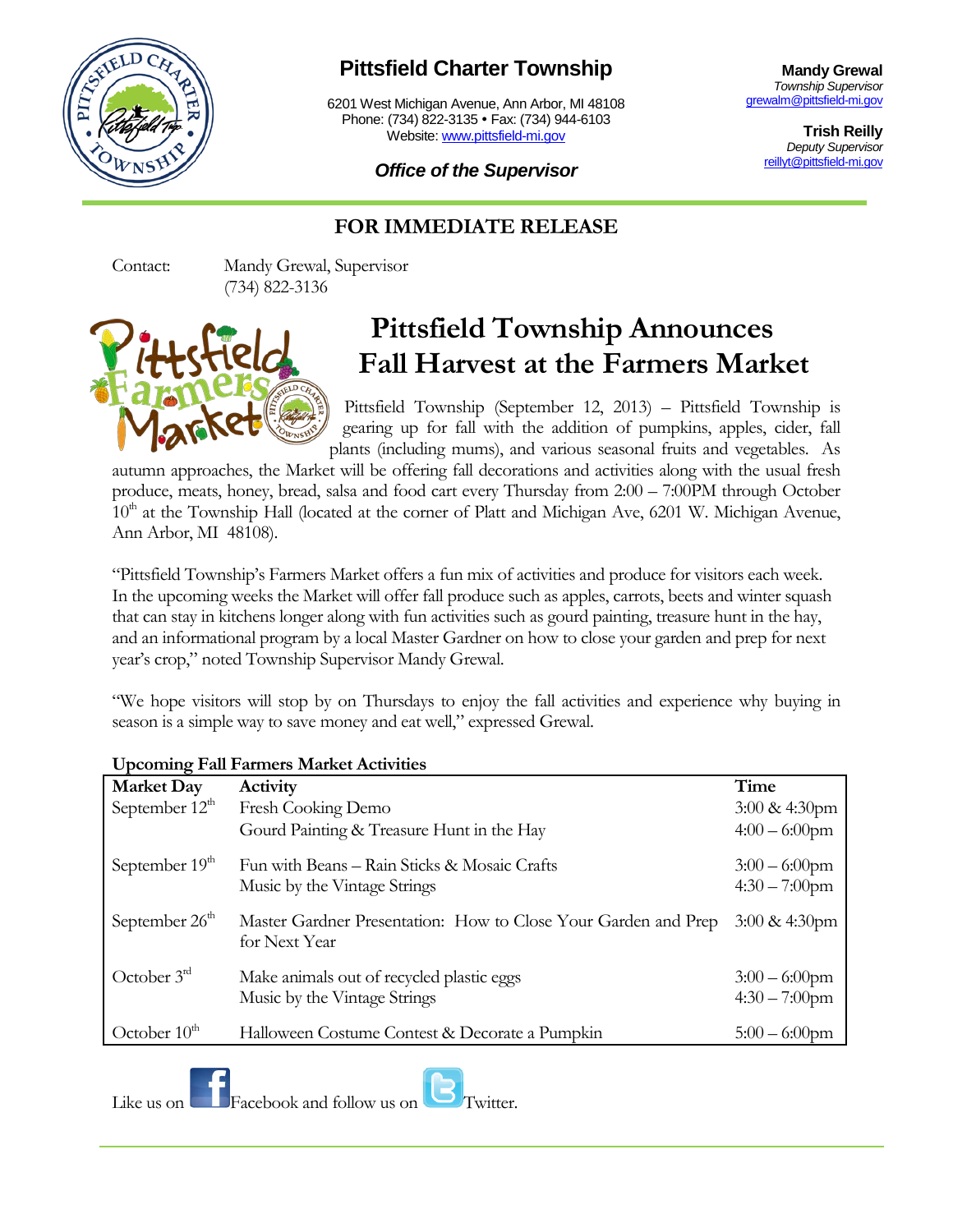# Pittsfield Charter Township

6201 West Michigan Avenue, Ann Arbor, MI 48108
Phone: (734) 822-3135 • Fax: (734) 944-6103
Website: www.pittsfield-mi.gov

***Office of the Supervisor***

**Mandy Grewal**
*Township Supervisor*
grewalm@pittsfield-mi.gov

**Trish Reilly**
*Deputy Supervisor*
reillyt@pittsfield-mi.gov

## FOR IMMEDIATE RELEASE

Contact: Mandy Grewal, Supervisor
(734) 822-3136

# Pittsfield Township Announces Fall Harvest at the Farmers Market

Pittsfield Township (September 12, 2013) – Pittsfield Township is gearing up for fall with the addition of pumpkins, apples, cider, fall plants (including mums), and various seasonal fruits and vegetables. As autumn approaches, the Market will be offering fall decorations and activities along with the usual fresh produce, meats, honey, bread, salsa and food cart every Thursday from 2:00 – 7:00PM through October 10th at the Township Hall (located at the corner of Platt and Michigan Ave, 6201 W. Michigan Avenue, Ann Arbor, MI 48108).

"Pittsfield Township's Farmers Market offers a fun mix of activities and produce for visitors each week. In the upcoming weeks the Market will offer fall produce such as apples, carrots, beets and winter squash that can stay in kitchens longer along with fun activities such as gourd painting, treasure hunt in the hay, and an informational program by a local Master Gardner on how to close your garden and prep for next year's crop," noted Township Supervisor Mandy Grewal.

"We hope visitors will stop by on Thursdays to enjoy the fall activities and experience why buying in season is a simple way to save money and eat well," expressed Grewal.

**Upcoming Fall Farmers Market Activities**

| Market Day | Activity | Time |
|---|---|---|
| September 12th | Fresh Cooking Demo | 3:00 & 4:30pm |
| | Gourd Painting & Treasure Hunt in the Hay | 4:00 – 6:00pm |
| September 19th | Fun with Beans – Rain Sticks & Mosaic Crafts | 3:00 – 6:00pm |
| | Music by the Vintage Strings | 4:30 – 7:00pm |
| September 26th | Master Gardner Presentation: How to Close Your Garden and Prep for Next Year | 3:00 & 4:30pm |
| October 3rd | Make animals out of recycled plastic eggs | 3:00 – 6:00pm |
| | Music by the Vintage Strings | 4:30 – 7:00pm |
| October 10th | Halloween Costume Contest & Decorate a Pumpkin | 5:00 – 6:00pm |

Like us on Facebook and follow us on Twitter.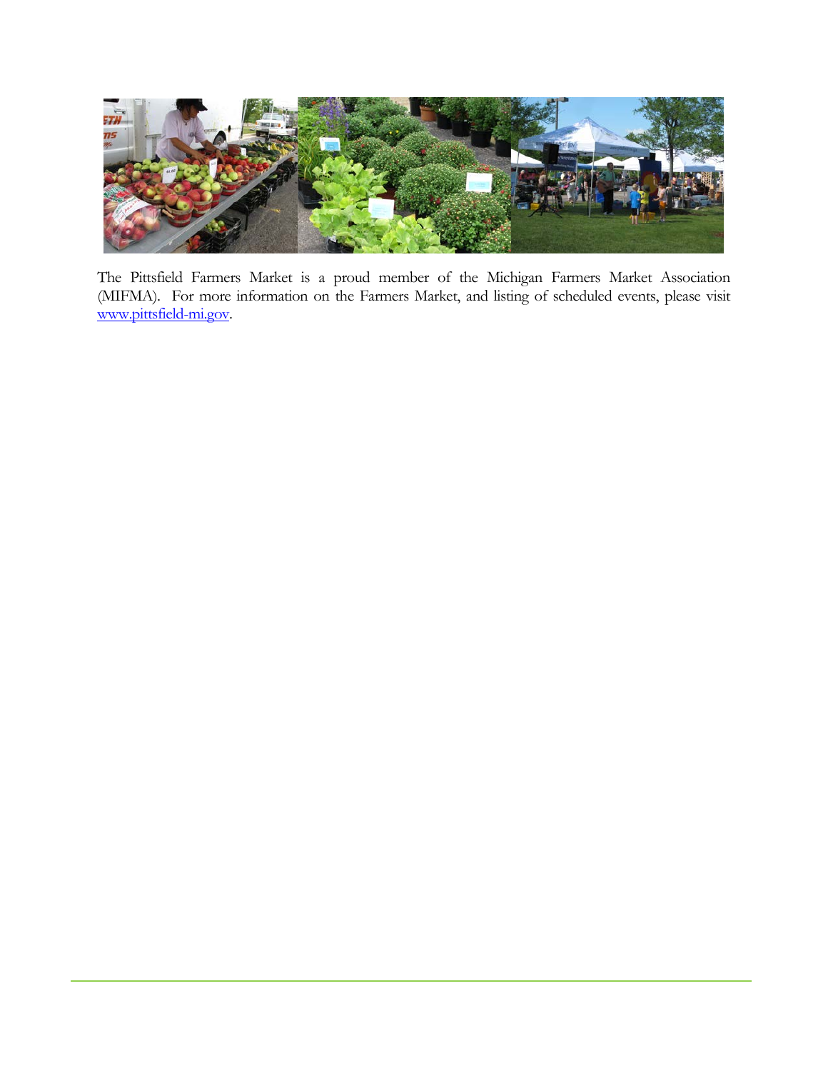The Pittsfield Farmers Market is a proud member of the Michigan Farmers Market Association (MIFMA). For more information on the Farmers Market, and listing of scheduled events, please visit [www.pittsfield-mi.gov](http://www.pittsfield-mi.gov).